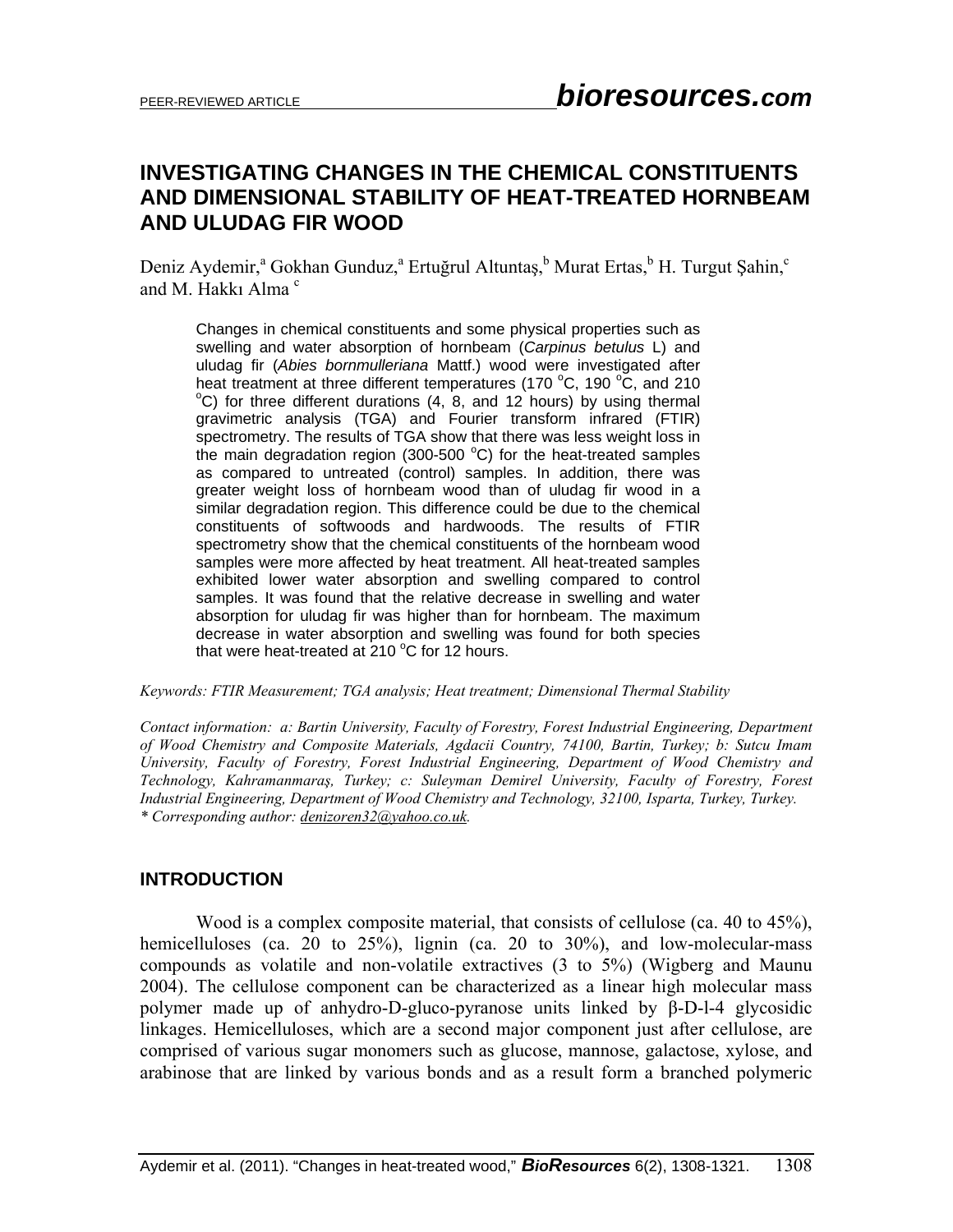# INVESTIGATING CHANGES IN THE CHEMICAL CONSTITUENTS AND DIMENSIONAL STABILITY OF HEAT-TREATED HORNBEAM AND ULUDAG FIR WOOD

Deniz Aydemir,[a] Gokhan Gunduz,[a] Ertuğrul Altuntaş,[b] Murat Ertas,[b] H. Turgut Şahin,[c] and M. Hakkı Alma [c]

> Changes in chemical constituents and some physical properties such as swelling and water absorption of hornbeam (*Carpinus betulus* L) and uludag fir (*Abies bornmulleriana* Mattf.) wood were investigated after heat treatment at three different temperatures (170 °C, 190 °C, and 210 °C) for three different durations (4, 8, and 12 hours) by using thermal gravimetric analysis (TGA) and Fourier transform infrared (FTIR) spectrometry. The results of TGA show that there was less weight loss in the main degradation region (300-500 °C) for the heat-treated samples as compared to untreated (control) samples. In addition, there was greater weight loss of hornbeam wood than of uludag fir wood in a similar degradation region. This difference could be due to the chemical constituents of softwoods and hardwoods. The results of FTIR spectrometry show that the chemical constituents of the hornbeam wood samples were more affected by heat treatment. All heat-treated samples exhibited lower water absorption and swelling compared to control samples. It was found that the relative decrease in swelling and water absorption for uludag fir was higher than for hornbeam. The maximum decrease in water absorption and swelling was found for both species that were heat-treated at 210 °C for 12 hours.

*Keywords: FTIR Measurement; TGA analysis; Heat treatment; Dimensional Thermal Stability*

*Contact information: a: Bartin University, Faculty of Forestry, Forest Industrial Engineering, Department of Wood Chemistry and Composite Materials, Agdacii Country, 74100, Bartin, Turkey; b: Sutcu Imam University, Faculty of Forestry, Forest Industrial Engineering, Department of Wood Chemistry and Technology, Kahramanmaraş, Turkey; c: Suleyman Demirel University, Faculty of Forestry, Forest Industrial Engineering, Department of Wood Chemistry and Technology, 32100, Isparta, Turkey, Turkey.*
*\* Corresponding author: denizoren32@yahoo.co.uk.*

## INTRODUCTION

Wood is a complex composite material, that consists of cellulose (ca. 40 to 45%), hemicelluloses (ca. 20 to 25%), lignin (ca. 20 to 30%), and low-molecular-mass compounds as volatile and non-volatile extractives (3 to 5%) (Wigberg and Maunu 2004). The cellulose component can be characterized as a linear high molecular mass polymer made up of anhydro-D-gluco-pyranose units linked by β-D-l-4 glycosidic linkages. Hemicelluloses, which are a second major component just after cellulose, are comprised of various sugar monomers such as glucose, mannose, galactose, xylose, and arabinose that are linked by various bonds and as a result form a branched polymeric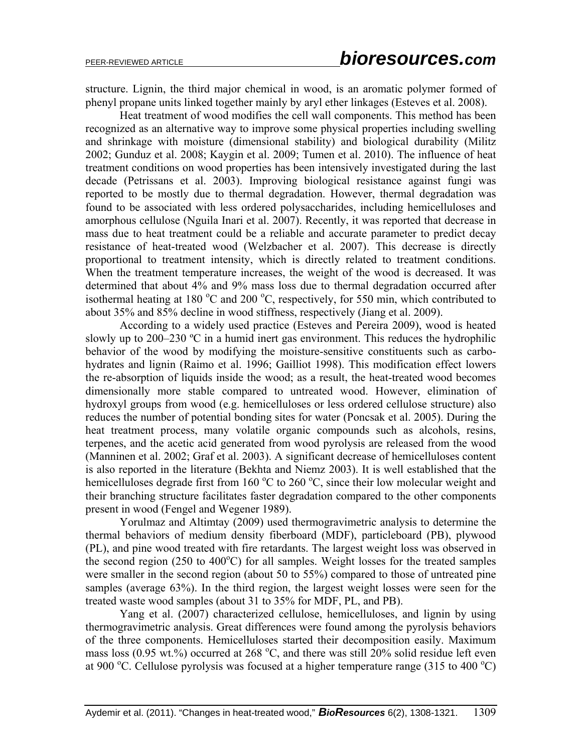structure. Lignin, the third major chemical in wood, is an aromatic polymer formed of phenyl propane units linked together mainly by aryl ether linkages (Esteves et al. 2008).

Heat treatment of wood modifies the cell wall components. This method has been recognized as an alternative way to improve some physical properties including swelling and shrinkage with moisture (dimensional stability) and biological durability (Militz 2002; Gunduz et al. 2008; Kaygin et al. 2009; Tumen et al. 2010). The influence of heat treatment conditions on wood properties has been intensively investigated during the last decade (Petrissans et al. 2003). Improving biological resistance against fungi was reported to be mostly due to thermal degradation. However, thermal degradation was found to be associated with less ordered polysaccharides, including hemicelluloses and amorphous cellulose (Nguila Inari et al. 2007). Recently, it was reported that decrease in mass due to heat treatment could be a reliable and accurate parameter to predict decay resistance of heat-treated wood (Welzbacher et al. 2007). This decrease is directly proportional to treatment intensity, which is directly related to treatment conditions. When the treatment temperature increases, the weight of the wood is decreased. It was determined that about 4% and 9% mass loss due to thermal degradation occurred after isothermal heating at 180 $^{o}$C and 200 $^{o}$C, respectively, for 550 min, which contributed to about 35% and 85% decline in wood stiffness, respectively (Jiang et al. 2009).

According to a widely used practice (Esteves and Pereira 2009), wood is heated slowly up to 200–230 ºC in a humid inert gas environment. This reduces the hydrophilic behavior of the wood by modifying the moisture-sensitive constituents such as carbohydrates and lignin (Raimo et al. 1996; Gailliot 1998). This modification effect lowers the re-absorption of liquids inside the wood; as a result, the heat-treated wood becomes dimensionally more stable compared to untreated wood. However, elimination of hydroxyl groups from wood (e.g. hemicelluloses or less ordered cellulose structure) also reduces the number of potential bonding sites for water (Poncsak et al. 2005). During the heat treatment process, many volatile organic compounds such as alcohols, resins, terpenes, and the acetic acid generated from wood pyrolysis are released from the wood (Manninen et al. 2002; Graf et al. 2003). A significant decrease of hemicelluloses content is also reported in the literature (Bekhta and Niemz 2003). It is well established that the hemicelluloses degrade first from 160 $^{o}$C to 260 $^{o}$C, since their low molecular weight and their branching structure facilitates faster degradation compared to the other components present in wood (Fengel and Wegener 1989).

Yorulmaz and Altimtay (2009) used thermogravimetric analysis to determine the thermal behaviors of medium density fiberboard (MDF), particleboard (PB), plywood (PL), and pine wood treated with fire retardants. The largest weight loss was observed in the second region (250 to 400$^{o}$C) for all samples. Weight losses for the treated samples were smaller in the second region (about 50 to 55%) compared to those of untreated pine samples (average 63%). In the third region, the largest weight losses were seen for the treated waste wood samples (about 31 to 35% for MDF, PL, and PB).

Yang et al. (2007) characterized cellulose, hemicelluloses, and lignin by using thermogravimetric analysis. Great differences were found among the pyrolysis behaviors of the three components. Hemicelluloses started their decomposition easily. Maximum mass loss (0.95 wt.%) occurred at 268 $^{o}$C, and there was still 20% solid residue left even at 900 $^{o}$C. Cellulose pyrolysis was focused at a higher temperature range (315 to 400 $^{o}$C)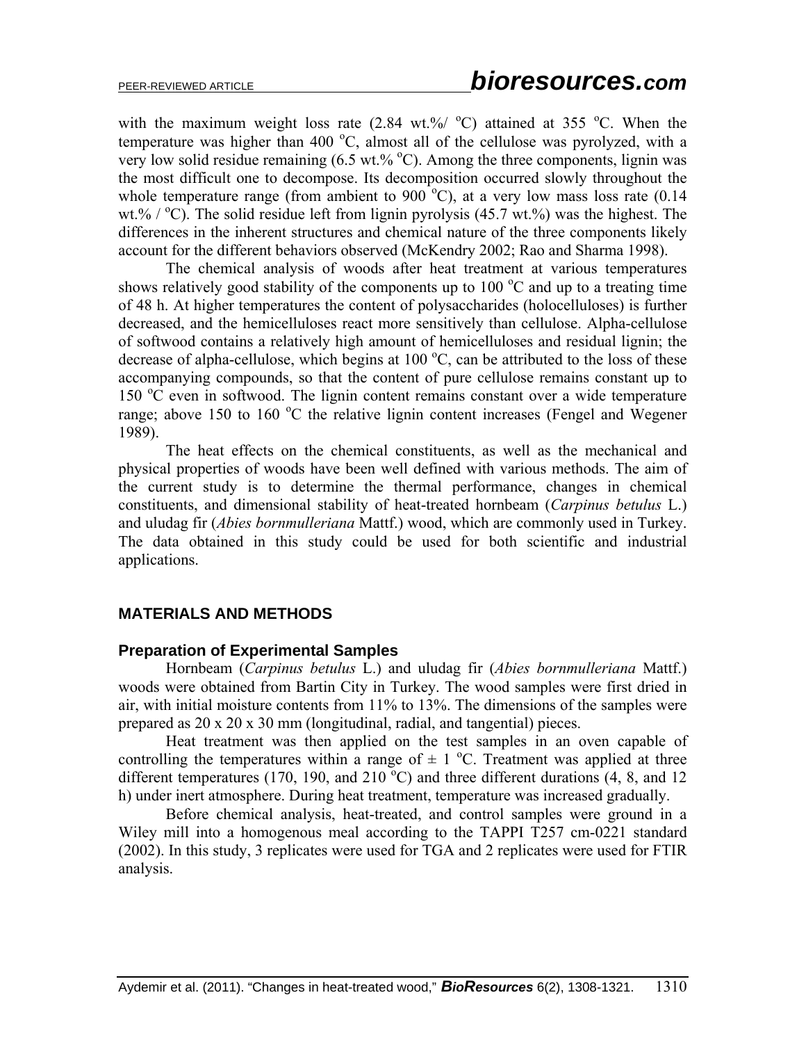with the maximum weight loss rate (2.84 wt.%/ °C) attained at 355 °C. When the temperature was higher than 400 °C, almost all of the cellulose was pyrolyzed, with a very low solid residue remaining (6.5 wt.% °C). Among the three components, lignin was the most difficult one to decompose. Its decomposition occurred slowly throughout the whole temperature range (from ambient to 900 °C), at a very low mass loss rate (0.14 wt.% / °C). The solid residue left from lignin pyrolysis (45.7 wt.%) was the highest. The differences in the inherent structures and chemical nature of the three components likely account for the different behaviors observed (McKendry 2002; Rao and Sharma 1998).

The chemical analysis of woods after heat treatment at various temperatures shows relatively good stability of the components up to 100 °C and up to a treating time of 48 h. At higher temperatures the content of polysaccharides (holocelluloses) is further decreased, and the hemicelluloses react more sensitively than cellulose. Alpha-cellulose of softwood contains a relatively high amount of hemicelluloses and residual lignin; the decrease of alpha-cellulose, which begins at 100 °C, can be attributed to the loss of these accompanying compounds, so that the content of pure cellulose remains constant up to 150 °C even in softwood. The lignin content remains constant over a wide temperature range; above 150 to 160 °C the relative lignin content increases (Fengel and Wegener 1989).

The heat effects on the chemical constituents, as well as the mechanical and physical properties of woods have been well defined with various methods. The aim of the current study is to determine the thermal performance, changes in chemical constituents, and dimensional stability of heat-treated hornbeam (*Carpinus betulus* L.) and uludag fir (*Abies bornmulleriana* Mattf.) wood, which are commonly used in Turkey. The data obtained in this study could be used for both scientific and industrial applications.

## MATERIALS AND METHODS

### Preparation of Experimental Samples

Hornbeam (*Carpinus betulus* L.) and uludag fir (*Abies bornmulleriana* Mattf.) woods were obtained from Bartin City in Turkey. The wood samples were first dried in air, with initial moisture contents from 11% to 13%. The dimensions of the samples were prepared as 20 x 20 x 30 mm (longitudinal, radial, and tangential) pieces.

Heat treatment was then applied on the test samples in an oven capable of controlling the temperatures within a range of ± 1 °C. Treatment was applied at three different temperatures (170, 190, and 210 °C) and three different durations (4, 8, and 12 h) under inert atmosphere. During heat treatment, temperature was increased gradually.

Before chemical analysis, heat-treated, and control samples were ground in a Wiley mill into a homogenous meal according to the TAPPI T257 cm-0221 standard (2002). In this study, 3 replicates were used for TGA and 2 replicates were used for FTIR analysis.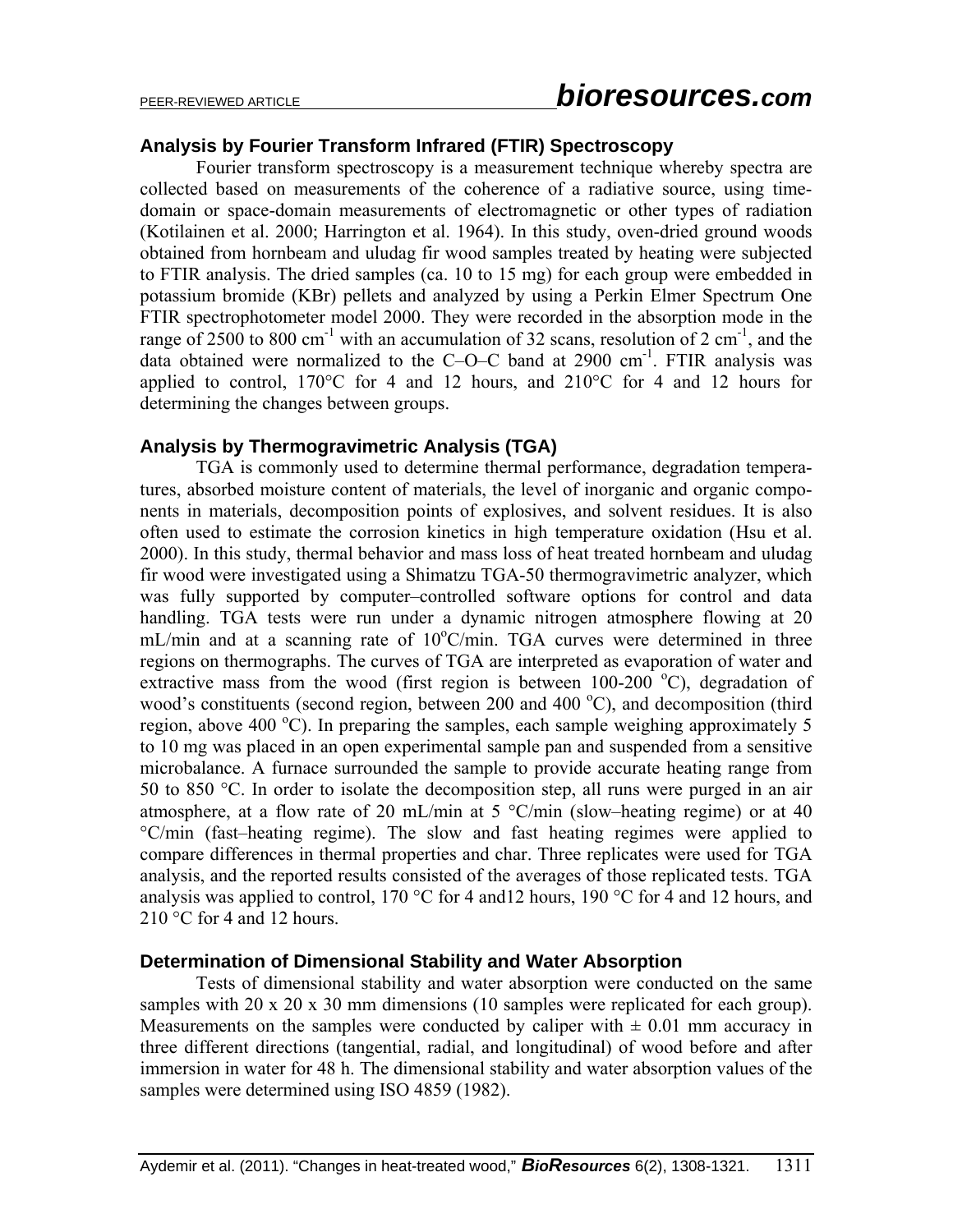### Analysis by Fourier Transform Infrared (FTIR) Spectroscopy

Fourier transform spectroscopy is a measurement technique whereby spectra are collected based on measurements of the coherence of a radiative source, using time-domain or space-domain measurements of electromagnetic or other types of radiation (Kotilainen et al. 2000; Harrington et al. 1964). In this study, oven-dried ground woods obtained from hornbeam and uludag fir wood samples treated by heating were subjected to FTIR analysis. The dried samples (ca. 10 to 15 mg) for each group were embedded in potassium bromide (KBr) pellets and analyzed by using a Perkin Elmer Spectrum One FTIR spectrophotometer model 2000. They were recorded in the absorption mode in the range of 2500 to 800 cm$^{-1}$ with an accumulation of 32 scans, resolution of 2 cm$^{-1}$, and the data obtained were normalized to the C–O–C band at 2900 cm$^{-1}$. FTIR analysis was applied to control, 170°C for 4 and 12 hours, and 210°C for 4 and 12 hours for determining the changes between groups.

### Analysis by Thermogravimetric Analysis (TGA)

TGA is commonly used to determine thermal performance, degradation temperatures, absorbed moisture content of materials, the level of inorganic and organic components in materials, decomposition points of explosives, and solvent residues. It is also often used to estimate the corrosion kinetics in high temperature oxidation (Hsu et al. 2000). In this study, thermal behavior and mass loss of heat treated hornbeam and uludag fir wood were investigated using a Shimatzu TGA-50 thermogravimetric analyzer, which was fully supported by computer–controlled software options for control and data handling. TGA tests were run under a dynamic nitrogen atmosphere flowing at 20 mL/min and at a scanning rate of 10$^{o}$C/min. TGA curves were determined in three regions on thermographs. The curves of TGA are interpreted as evaporation of water and extractive mass from the wood (first region is between 100-200 $^{o}$C), degradation of wood's constituents (second region, between 200 and 400 $^{o}$C), and decomposition (third region, above 400 $^{o}$C). In preparing the samples, each sample weighing approximately 5 to 10 mg was placed in an open experimental sample pan and suspended from a sensitive microbalance. A furnace surrounded the sample to provide accurate heating range from 50 to 850 °C. In order to isolate the decomposition step, all runs were purged in an air atmosphere, at a flow rate of 20 mL/min at 5 °C/min (slow–heating regime) or at 40 °C/min (fast–heating regime). The slow and fast heating regimes were applied to compare differences in thermal properties and char. Three replicates were used for TGA analysis, and the reported results consisted of the averages of those replicated tests. TGA analysis was applied to control, 170 °C for 4 and12 hours, 190 °C for 4 and 12 hours, and 210 °C for 4 and 12 hours.

### Determination of Dimensional Stability and Water Absorption

Tests of dimensional stability and water absorption were conducted on the same samples with 20 x 20 x 30 mm dimensions (10 samples were replicated for each group). Measurements on the samples were conducted by caliper with ± 0.01 mm accuracy in three different directions (tangential, radial, and longitudinal) of wood before and after immersion in water for 48 h. The dimensional stability and water absorption values of the samples were determined using ISO 4859 (1982).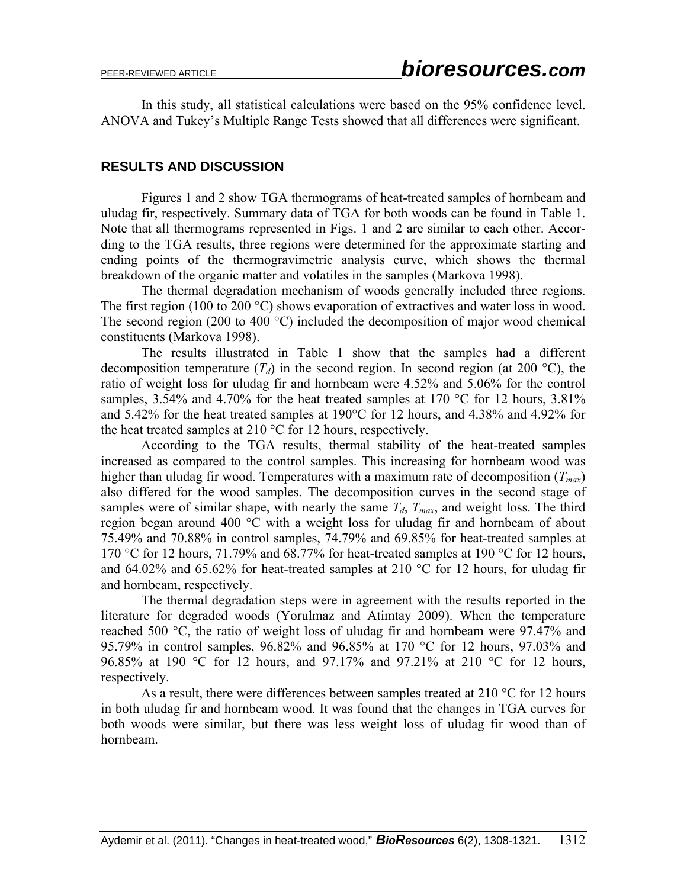In this study, all statistical calculations were based on the 95% confidence level. ANOVA and Tukey's Multiple Range Tests showed that all differences were significant.

## RESULTS AND DISCUSSION

Figures 1 and 2 show TGA thermograms of heat-treated samples of hornbeam and uludag fir, respectively. Summary data of TGA for both woods can be found in Table 1. Note that all thermograms represented in Figs. 1 and 2 are similar to each other. According to the TGA results, three regions were determined for the approximate starting and ending points of the thermogravimetric analysis curve, which shows the thermal breakdown of the organic matter and volatiles in the samples (Markova 1998).

The thermal degradation mechanism of woods generally included three regions. The first region (100 to 200 °C) shows evaporation of extractives and water loss in wood. The second region (200 to 400 °C) included the decomposition of major wood chemical constituents (Markova 1998).

The results illustrated in Table 1 show that the samples had a different decomposition temperature ($T_d$) in the second region. In second region (at 200 °C), the ratio of weight loss for uludag fir and hornbeam were 4.52% and 5.06% for the control samples, 3.54% and 4.70% for the heat treated samples at 170 °C for 12 hours, 3.81% and 5.42% for the heat treated samples at 190°C for 12 hours, and 4.38% and 4.92% for the heat treated samples at 210 °C for 12 hours, respectively.

According to the TGA results, thermal stability of the heat-treated samples increased as compared to the control samples. This increasing for hornbeam wood was higher than uludag fir wood. Temperatures with a maximum rate of decomposition ($T_{max}$) also differed for the wood samples. The decomposition curves in the second stage of samples were of similar shape, with nearly the same $T_d$, $T_{max}$, and weight loss. The third region began around 400 °C with a weight loss for uludag fir and hornbeam of about 75.49% and 70.88% in control samples, 74.79% and 69.85% for heat-treated samples at 170 °C for 12 hours, 71.79% and 68.77% for heat-treated samples at 190 °C for 12 hours, and 64.02% and 65.62% for heat-treated samples at 210 °C for 12 hours, for uludag fir and hornbeam, respectively.

The thermal degradation steps were in agreement with the results reported in the literature for degraded woods (Yorulmaz and Atimtay 2009). When the temperature reached 500 °C, the ratio of weight loss of uludag fir and hornbeam were 97.47% and 95.79% in control samples, 96.82% and 96.85% at 170 °C for 12 hours, 97.03% and 96.85% at 190 °C for 12 hours, and 97.17% and 97.21% at 210 °C for 12 hours, respectively.

As a result, there were differences between samples treated at 210 °C for 12 hours in both uludag fir and hornbeam wood. It was found that the changes in TGA curves for both woods were similar, but there was less weight loss of uludag fir wood than of hornbeam.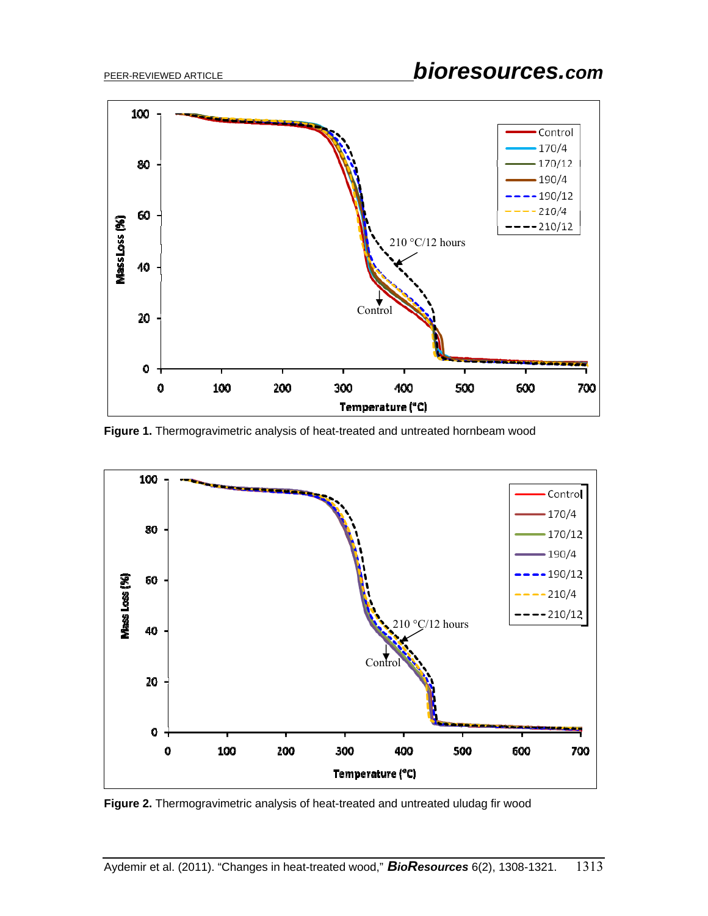Figure 1. Thermogravimetric analysis of heat-treated and untreated hornbeam wood

Figure 2. Thermogravimetric analysis of heat-treated and untreated uludag fir wood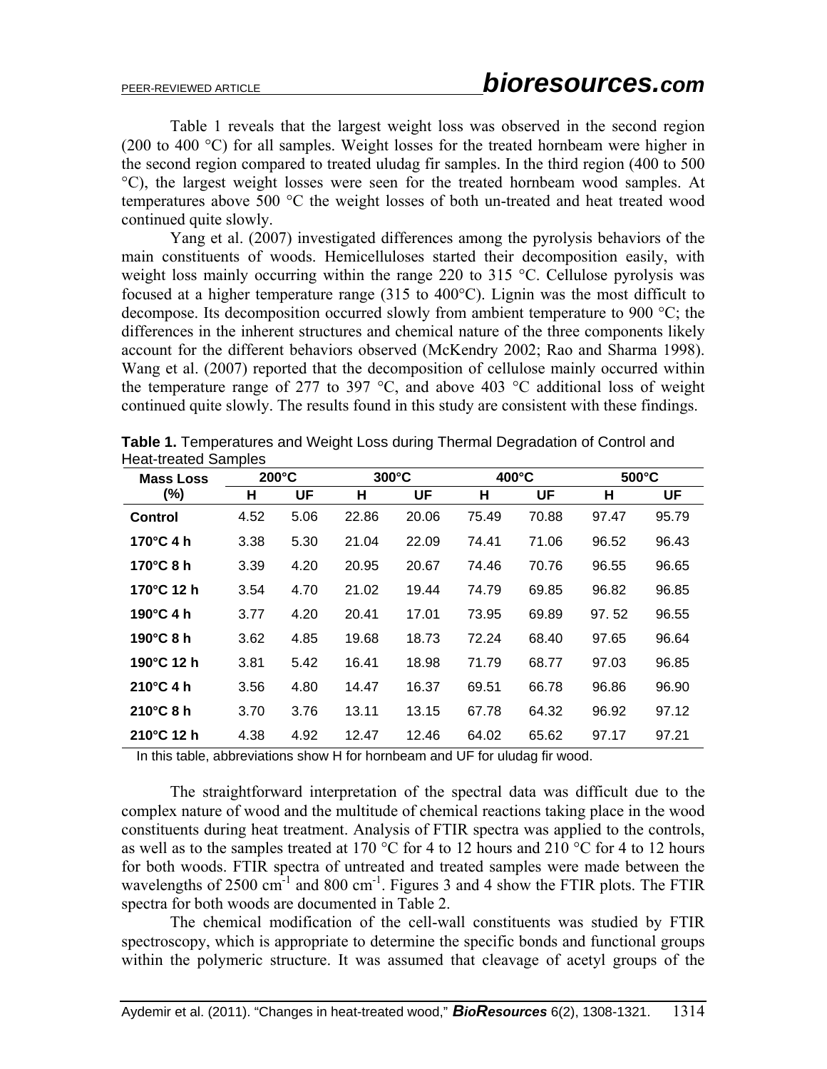Table 1 reveals that the largest weight loss was observed in the second region (200 to 400 °C) for all samples. Weight losses for the treated hornbeam were higher in the second region compared to treated uludag fir samples. In the third region (400 to 500 °C), the largest weight losses were seen for the treated hornbeam wood samples. At temperatures above 500 °C the weight losses of both un-treated and heat treated wood continued quite slowly.

Yang et al. (2007) investigated differences among the pyrolysis behaviors of the main constituents of woods. Hemicelluloses started their decomposition easily, with weight loss mainly occurring within the range 220 to 315 °C. Cellulose pyrolysis was focused at a higher temperature range (315 to 400°C). Lignin was the most difficult to decompose. Its decomposition occurred slowly from ambient temperature to 900 °C; the differences in the inherent structures and chemical nature of the three components likely account for the different behaviors observed (McKendry 2002; Rao and Sharma 1998). Wang et al. (2007) reported that the decomposition of cellulose mainly occurred within the temperature range of 277 to 397 °C, and above 403 °C additional loss of weight continued quite slowly. The results found in this study are consistent with these findings.

**Table 1.** Temperatures and Weight Loss during Thermal Degradation of Control and Heat-treated Samples

| Mass Loss (%) | 200°C | | 300°C | | 400°C | | 500°C | |
|---|---|---|---|---|---|---|---|---|
| | H | UF | H | UF | H | UF | H | UF |
| **Control** | 4.52 | 5.06 | 22.86 | 20.06 | 75.49 | 70.88 | 97.47 | 95.79 |
| **170°C 4 h** | 3.38 | 5.30 | 21.04 | 22.09 | 74.41 | 71.06 | 96.52 | 96.43 |
| **170°C 8 h** | 3.39 | 4.20 | 20.95 | 20.67 | 74.46 | 70.76 | 96.55 | 96.65 |
| **170°C 12 h** | 3.54 | 4.70 | 21.02 | 19.44 | 74.79 | 69.85 | 96.82 | 96.85 |
| **190°C 4 h** | 3.77 | 4.20 | 20.41 | 17.01 | 73.95 | 69.89 | 97. 52 | 96.55 |
| **190°C 8 h** | 3.62 | 4.85 | 19.68 | 18.73 | 72.24 | 68.40 | 97.65 | 96.64 |
| **190°C 12 h** | 3.81 | 5.42 | 16.41 | 18.98 | 71.79 | 68.77 | 97.03 | 96.85 |
| **210°C 4 h** | 3.56 | 4.80 | 14.47 | 16.37 | 69.51 | 66.78 | 96.86 | 96.90 |
| **210°C 8 h** | 3.70 | 3.76 | 13.11 | 13.15 | 67.78 | 64.32 | 96.92 | 97.12 |
| **210°C 12 h** | 4.38 | 4.92 | 12.47 | 12.46 | 64.02 | 65.62 | 97.17 | 97.21 |

In this table, abbreviations show H for hornbeam and UF for uludag fir wood.

The straightforward interpretation of the spectral data was difficult due to the complex nature of wood and the multitude of chemical reactions taking place in the wood constituents during heat treatment. Analysis of FTIR spectra was applied to the controls, as well as to the samples treated at 170 °C for 4 to 12 hours and 210 °C for 4 to 12 hours for both woods. FTIR spectra of untreated and treated samples were made between the wavelengths of 2500 $cm^{-1}$ and 800 $cm^{-1}$. Figures 3 and 4 show the FTIR plots. The FTIR spectra for both woods are documented in Table 2.

The chemical modification of the cell-wall constituents was studied by FTIR spectroscopy, which is appropriate to determine the specific bonds and functional groups within the polymeric structure. It was assumed that cleavage of acetyl groups of the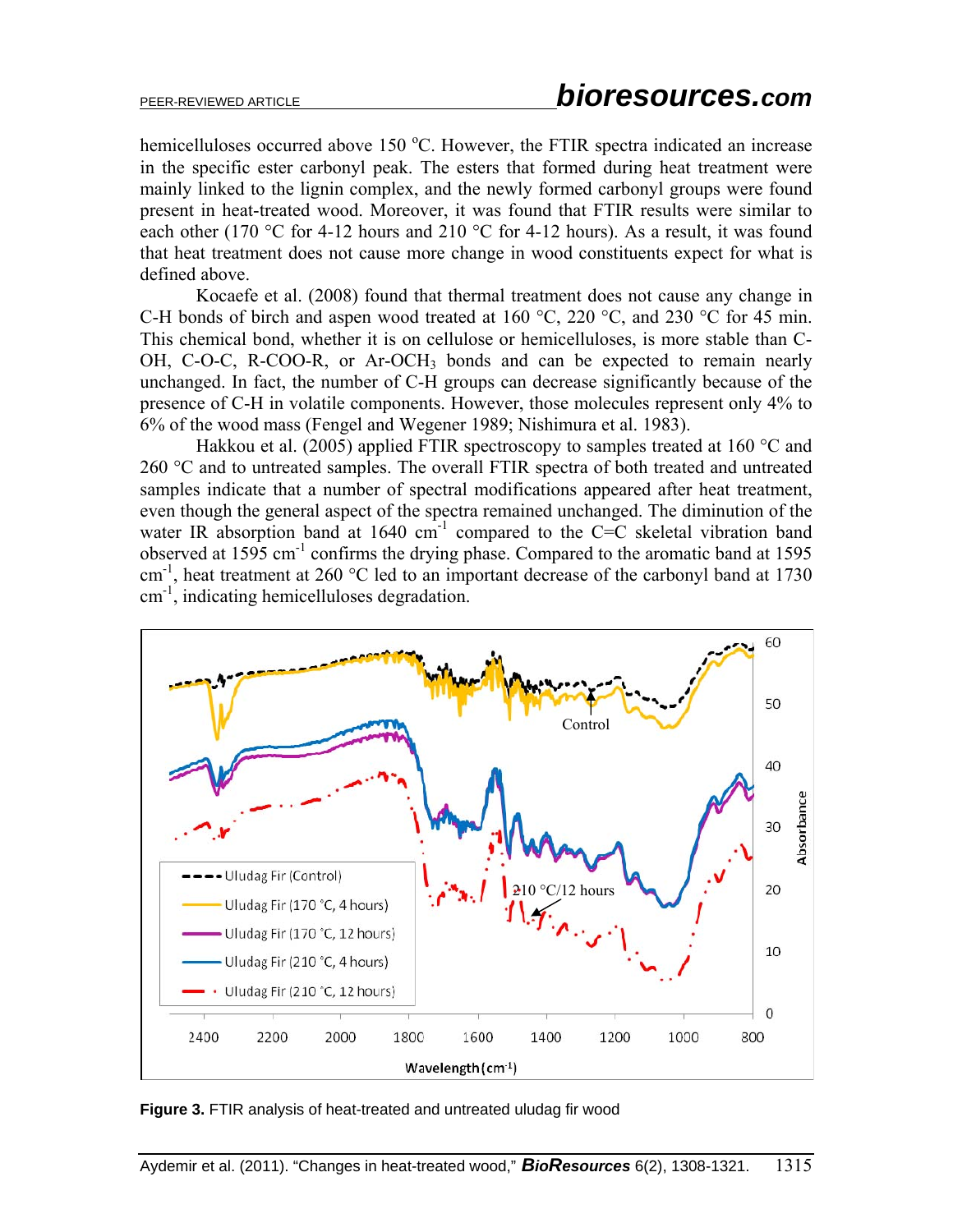hemicelluloses occurred above 150 °C. However, the FTIR spectra indicated an increase in the specific ester carbonyl peak. The esters that formed during heat treatment were mainly linked to the lignin complex, and the newly formed carbonyl groups were found present in heat-treated wood. Moreover, it was found that FTIR results were similar to each other (170 °C for 4-12 hours and 210 °C for 4-12 hours). As a result, it was found that heat treatment does not cause more change in wood constituents expect for what is defined above.

Kocaefe et al. (2008) found that thermal treatment does not cause any change in C-H bonds of birch and aspen wood treated at 160 °C, 220 °C, and 230 °C for 45 min. This chemical bond, whether it is on cellulose or hemicelluloses, is more stable than C-OH, C-O-C, R-COO-R, or Ar-$OCH_3$ bonds and can be expected to remain nearly unchanged. In fact, the number of C-H groups can decrease significantly because of the presence of C-H in volatile components. However, those molecules represent only 4% to 6% of the wood mass (Fengel and Wegener 1989; Nishimura et al. 1983).

Hakkou et al. (2005) applied FTIR spectroscopy to samples treated at 160 °C and 260 °C and to untreated samples. The overall FTIR spectra of both treated and untreated samples indicate that a number of spectral modifications appeared after heat treatment, even though the general aspect of the spectra remained unchanged. The diminution of the water IR absorption band at 1640 $cm^{-1}$ compared to the C=C skeletal vibration band observed at 1595 $cm^{-1}$ confirms the drying phase. Compared to the aromatic band at 1595 $cm^{-1}$, heat treatment at 260 °C led to an important decrease of the carbonyl band at 1730 $cm^{-1}$, indicating hemicelluloses degradation.

**Figure 3.** FTIR analysis of heat-treated and untreated uludag fir wood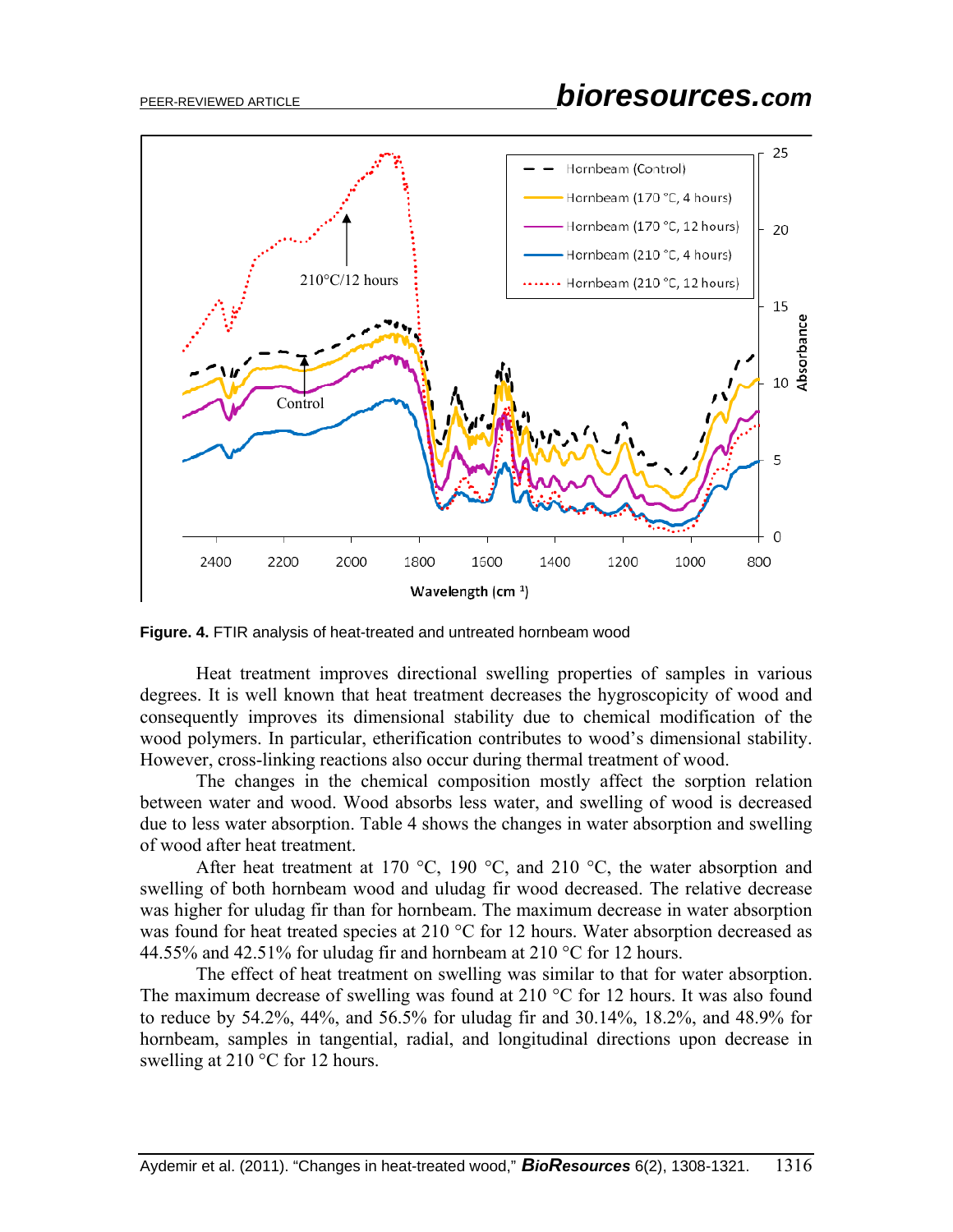**Figure. 4.** FTIR analysis of heat-treated and untreated hornbeam wood

Heat treatment improves directional swelling properties of samples in various degrees. It is well known that heat treatment decreases the hygroscopicity of wood and consequently improves its dimensional stability due to chemical modification of the wood polymers. In particular, etherification contributes to wood's dimensional stability. However, cross-linking reactions also occur during thermal treatment of wood.

The changes in the chemical composition mostly affect the sorption relation between water and wood. Wood absorbs less water, and swelling of wood is decreased due to less water absorption. Table 4 shows the changes in water absorption and swelling of wood after heat treatment.

After heat treatment at 170 °C, 190 °C, and 210 °C, the water absorption and swelling of both hornbeam wood and uludag fir wood decreased. The relative decrease was higher for uludag fir than for hornbeam. The maximum decrease in water absorption was found for heat treated species at 210 °C for 12 hours. Water absorption decreased as 44.55% and 42.51% for uludag fir and hornbeam at 210 °C for 12 hours.

The effect of heat treatment on swelling was similar to that for water absorption. The maximum decrease of swelling was found at 210 °C for 12 hours. It was also found to reduce by 54.2%, 44%, and 56.5% for uludag fir and 30.14%, 18.2%, and 48.9% for hornbeam, samples in tangential, radial, and longitudinal directions upon decrease in swelling at 210 °C for 12 hours.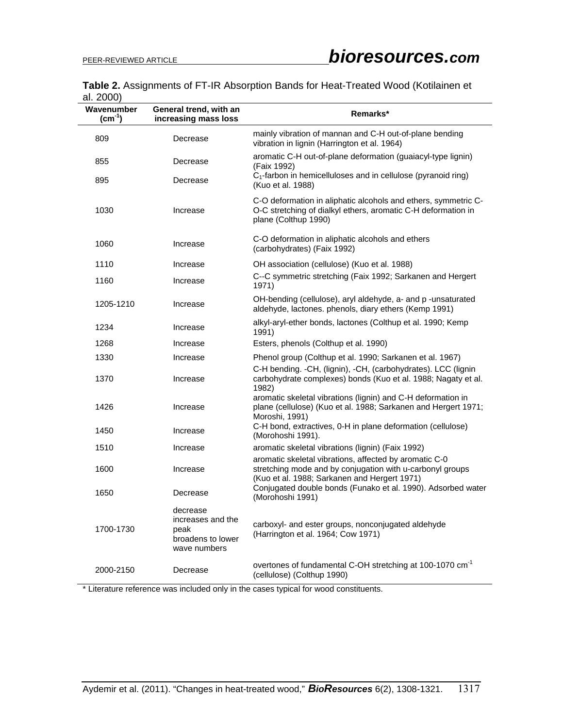**Table 2.** Assignments of FT-IR Absorption Bands for Heat-Treated Wood (Kotilainen et al. 2000)

| Wavenumber ($cm^{-1}$) | General trend, with an increasing mass loss | Remarks* |
|---|---|---|
| 809 | Decrease | mainly vibration of mannan and C-H out-of-plane bending vibration in lignin (Harrington et al. 1964) |
| 855 | Decrease | aromatic C-H out-of-plane deformation (guaiacyl-type lignin) (Faix 1992) |
| 895 | Decrease | $C_1$-farbon in hemicelluloses and in cellulose (pyranoid ring) (Kuo et al. 1988) |
| 1030 | Increase | C-O deformation in aliphatic alcohols and ethers, symmetric C-O-C stretching of dialkyl ethers, aromatic C-H deformation in plane (Colthup 1990) |
| 1060 | Increase | C-O deformation in aliphatic alcohols and ethers (carbohydrates) (Faix 1992) |
| 1110 | Increase | OH association (cellulose) (Kuo et al. 1988) |
| 1160 | Increase | C--C symmetric stretching (Faix 1992; Sarkanen and Hergert 1971) |
| 1205-1210 | Increase | OH-bending (cellulose), aryl aldehyde, a- and p -unsaturated aldehyde, lactones. phenols, diary ethers (Kemp 1991) |
| 1234 | Increase | alkyl-aryl-ether bonds, lactones (Colthup et al. 1990; Kemp 1991) |
| 1268 | Increase | Esters, phenols (Colthup et al. 1990) |
| 1330 | Increase | Phenol group (Colthup et al. 1990; Sarkanen et al. 1967) |
| 1370 | Increase | C-H bending. -CH, (lignin), -CH, (carbohydrates). LCC (lignin carbohydrate complexes) bonds (Kuo et al. 1988; Nagaty et al. 1982) |
| 1426 | Increase | aromatic skeletal vibrations (lignin) and C-H deformation in plane (cellulose) (Kuo et al. 1988; Sarkanen and Hergert 1971; Moroshi, 1991) |
| 1450 | Increase | C-H bond, extractives, 0-H in plane deformation (cellulose) (Morohoshi 1991). |
| 1510 | Increase | aromatic skeletal vibrations (lignin) (Faix 1992) |
| 1600 | Increase | aromatic skeletal vibrations, affected by aromatic C-0 stretching mode and by conjugation with u-carbonyl groups (Kuo et al. 1988; Sarkanen and Hergert 1971) |
| 1650 | Decrease | Conjugated double bonds (Funako et al. 1990). Adsorbed water (Morohoshi 1991) |
| 1700-1730 | decrease increases and the peak broadens to lower wave numbers | carboxyl- and ester groups, nonconjugated aldehyde (Harrington et al. 1964; Cow 1971) |
| 2000-2150 | Decrease | overtones of fundamental C-OH stretching at 100-1070 $cm^{-1}$ (cellulose) (Colthup 1990) |

\* Literature reference was included only in the cases typical for wood constituents.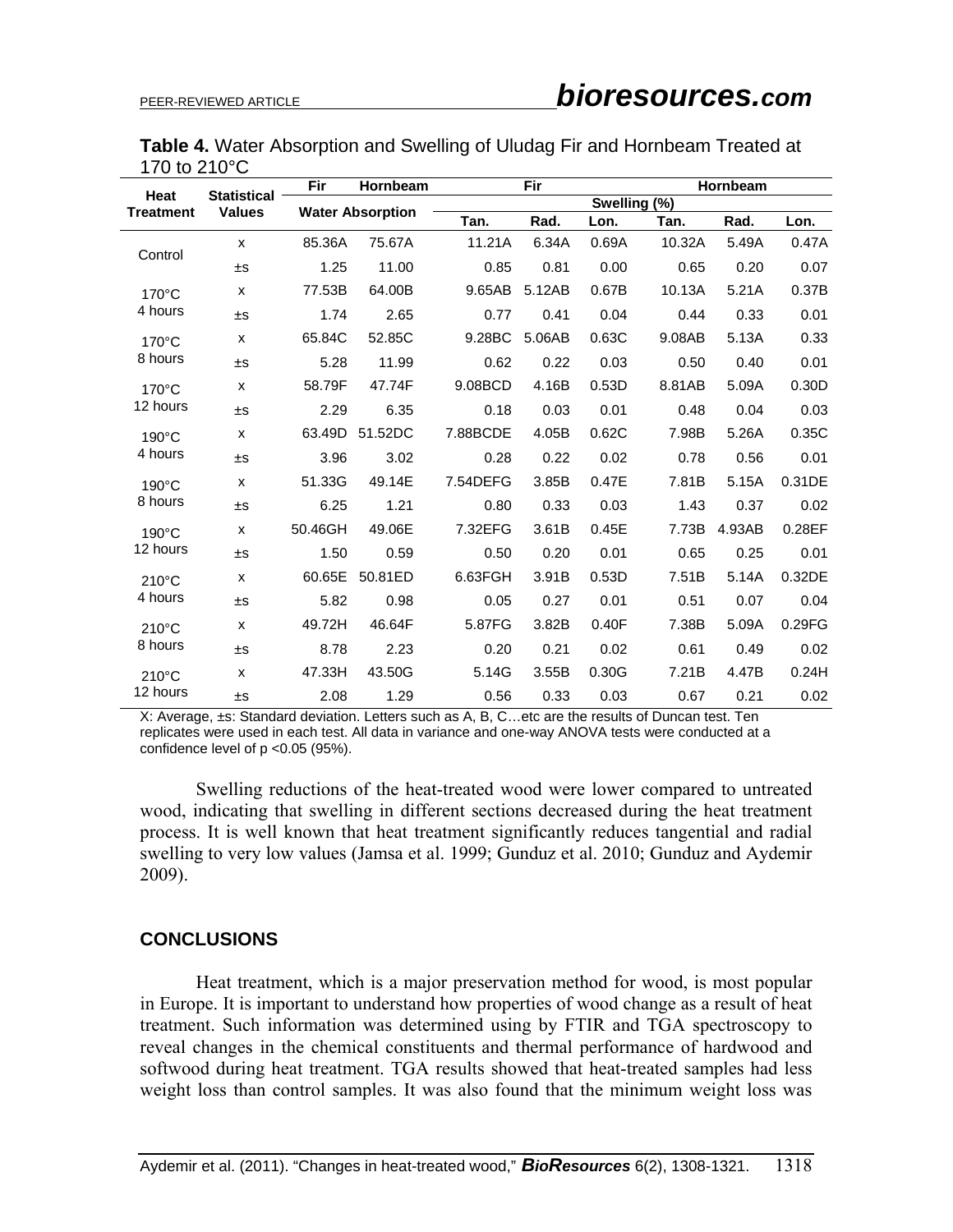**Table 4.** Water Absorption and Swelling of Uludag Fir and Hornbeam Treated at 170 to 210°C

| Heat Treatment | Statistical Values | Fir | Hornbeam | Fir | | | Hornbeam | | |
|---|---|---|---|---|---|---|---|---|---|
| | | Water Absorption | | Swelling (%) | | | | | |
| | | | | Tan. | Rad. | Lon. | Tan. | Rad. | Lon. |
| Control | x | 85.36A | 75.67A | 11.21A | 6.34A | 0.69A | 10.32A | 5.49A | 0.47A |
| | ±s | 1.25 | 11.00 | 0.85 | 0.81 | 0.00 | 0.65 | 0.20 | 0.07 |
| 170°C 4 hours | x | 77.53B | 64.00B | 9.65AB | 5.12AB | 0.67B | 10.13A | 5.21A | 0.37B |
| | ±s | 1.74 | 2.65 | 0.77 | 0.41 | 0.04 | 0.44 | 0.33 | 0.01 |
| 170°C 8 hours | x | 65.84C | 52.85C | 9.28BC | 5.06AB | 0.63C | 9.08AB | 5.13A | 0.33 |
| | ±s | 5.28 | 11.99 | 0.62 | 0.22 | 0.03 | 0.50 | 0.40 | 0.01 |
| 170°C 12 hours | x | 58.79F | 47.74F | 9.08BCD | 4.16B | 0.53D | 8.81AB | 5.09A | 0.30D |
| | ±s | 2.29 | 6.35 | 0.18 | 0.03 | 0.01 | 0.48 | 0.04 | 0.03 |
| 190°C 4 hours | x | 63.49D | 51.52DC | 7.88BCDE | 4.05B | 0.62C | 7.98B | 5.26A | 0.35C |
| | ±s | 3.96 | 3.02 | 0.28 | 0.22 | 0.02 | 0.78 | 0.56 | 0.01 |
| 190°C 8 hours | x | 51.33G | 49.14E | 7.54DEFG | 3.85B | 0.47E | 7.81B | 5.15A | 0.31DE |
| | ±s | 6.25 | 1.21 | 0.80 | 0.33 | 0.03 | 1.43 | 0.37 | 0.02 |
| 190°C 12 hours | x | 50.46GH | 49.06E | 7.32EFG | 3.61B | 0.45E | 7.73B | 4.93AB | 0.28EF |
| | ±s | 1.50 | 0.59 | 0.50 | 0.20 | 0.01 | 0.65 | 0.25 | 0.01 |
| 210°C 4 hours | x | 60.65E | 50.81ED | 6.63FGH | 3.91B | 0.53D | 7.51B | 5.14A | 0.32DE |
| | ±s | 5.82 | 0.98 | 0.05 | 0.27 | 0.01 | 0.51 | 0.07 | 0.04 |
| 210°C 8 hours | x | 49.72H | 46.64F | 5.87FG | 3.82B | 0.40F | 7.38B | 5.09A | 0.29FG |
| | ±s | 8.78 | 2.23 | 0.20 | 0.21 | 0.02 | 0.61 | 0.49 | 0.02 |
| 210°C 12 hours | x | 47.33H | 43.50G | 5.14G | 3.55B | 0.30G | 7.21B | 4.47B | 0.24H |
| | ±s | 2.08 | 1.29 | 0.56 | 0.33 | 0.03 | 0.67 | 0.21 | 0.02 |

X: Average, ±s: Standard deviation. Letters such as A, B, C…etc are the results of Duncan test. Ten replicates were used in each test. All data in variance and one-way ANOVA tests were conducted at a confidence level of $p < 0.05$ (95%).

Swelling reductions of the heat-treated wood were lower compared to untreated wood, indicating that swelling in different sections decreased during the heat treatment process. It is well known that heat treatment significantly reduces tangential and radial swelling to very low values (Jamsa et al. 1999; Gunduz et al. 2010; Gunduz and Aydemir 2009).

## CONCLUSIONS

Heat treatment, which is a major preservation method for wood, is most popular in Europe. It is important to understand how properties of wood change as a result of heat treatment. Such information was determined using by FTIR and TGA spectroscopy to reveal changes in the chemical constituents and thermal performance of hardwood and softwood during heat treatment. TGA results showed that heat-treated samples had less weight loss than control samples. It was also found that the minimum weight loss was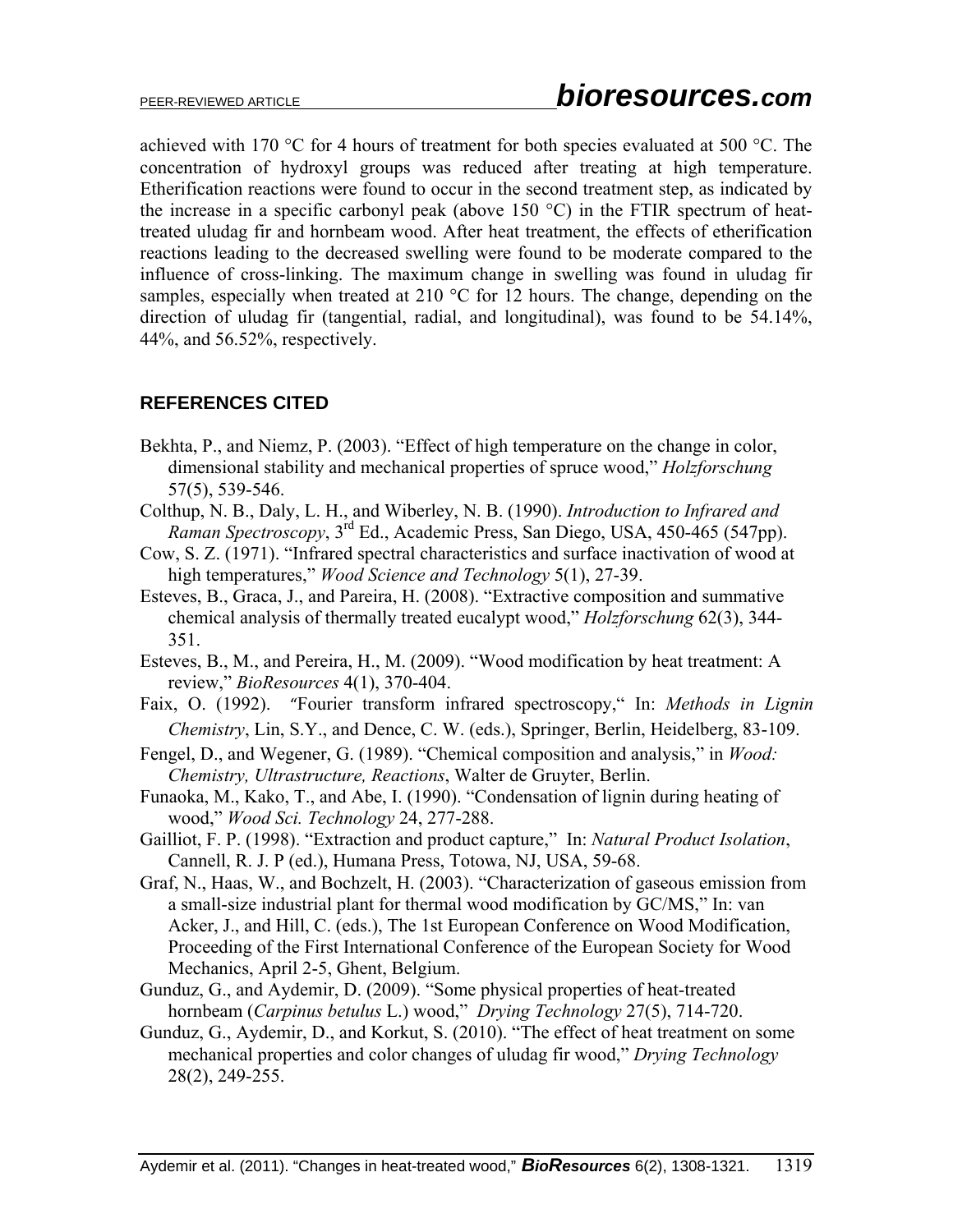achieved with 170 °C for 4 hours of treatment for both species evaluated at 500 °C. The concentration of hydroxyl groups was reduced after treating at high temperature. Etherification reactions were found to occur in the second treatment step, as indicated by the increase in a specific carbonyl peak (above 150 °C) in the FTIR spectrum of heat-treated uludag fir and hornbeam wood. After heat treatment, the effects of etherification reactions leading to the decreased swelling were found to be moderate compared to the influence of cross-linking. The maximum change in swelling was found in uludag fir samples, especially when treated at 210 °C for 12 hours. The change, depending on the direction of uludag fir (tangential, radial, and longitudinal), was found to be 54.14%, 44%, and 56.52%, respectively.

## REFERENCES CITED

Bekhta, P., and Niemz, P. (2003). "Effect of high temperature on the change in color, dimensional stability and mechanical properties of spruce wood," *Holzforschung* 57(5), 539-546.

Colthup, N. B., Daly, L. H., and Wiberley, N. B. (1990). *Introduction to Infrared and Raman Spectroscopy*, 3rd Ed., Academic Press, San Diego, USA, 450-465 (547pp).

Cow, S. Z. (1971). "Infrared spectral characteristics and surface inactivation of wood at high temperatures," *Wood Science and Technology* 5(1), 27-39.

Esteves, B., Graca, J., and Pareira, H. (2008). "Extractive composition and summative chemical analysis of thermally treated eucalypt wood," *Holzforschung* 62(3), 344-351.

Esteves, B., M., and Pereira, H., M. (2009). "Wood modification by heat treatment: A review," *BioResources* 4(1), 370-404.

Faix, O. (1992). "Fourier transform infrared spectroscopy," In: *Methods in Lignin Chemistry*, Lin, S.Y., and Dence, C. W. (eds.), Springer, Berlin, Heidelberg, 83-109.

Fengel, D., and Wegener, G. (1989). "Chemical composition and analysis," in *Wood: Chemistry, Ultrastructure, Reactions*, Walter de Gruyter, Berlin.

Funaoka, M., Kako, T., and Abe, I. (1990). "Condensation of lignin during heating of wood," *Wood Sci. Technology* 24, 277-288.

Gailliot, F. P. (1998). "Extraction and product capture," In: *Natural Product Isolation*, Cannell, R. J. P (ed.), Humana Press, Totowa, NJ, USA, 59-68.

Graf, N., Haas, W., and Bochzelt, H. (2003). "Characterization of gaseous emission from a small-size industrial plant for thermal wood modification by GC/MS," In: van Acker, J., and Hill, C. (eds.), The 1st European Conference on Wood Modification, Proceeding of the First International Conference of the European Society for Wood Mechanics, April 2-5, Ghent, Belgium.

Gunduz, G., and Aydemir, D. (2009). "Some physical properties of heat-treated hornbeam (*Carpinus betulus* L.) wood," *Drying Technology* 27(5), 714-720.

Gunduz, G., Aydemir, D., and Korkut, S. (2010). "The effect of heat treatment on some mechanical properties and color changes of uludag fir wood," *Drying Technology* 28(2), 249-255.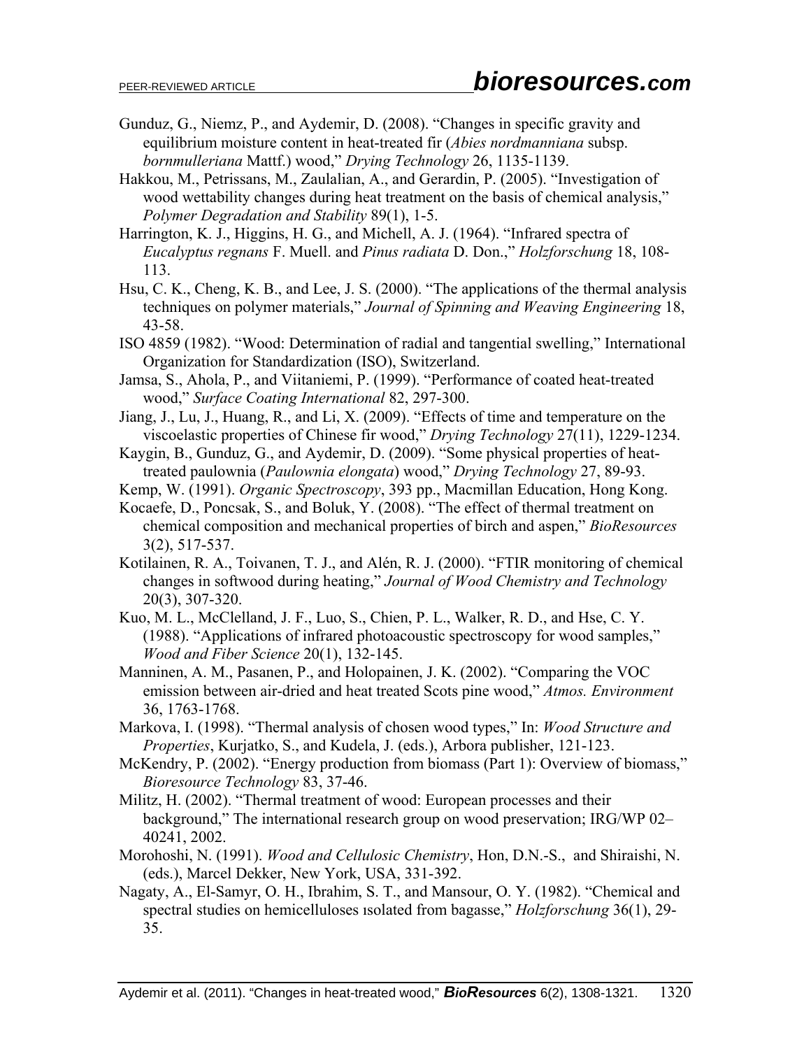Gunduz, G., Niemz, P., and Aydemir, D. (2008). "Changes in specific gravity and equilibrium moisture content in heat-treated fir (*Abies nordmanniana* subsp. *bornmulleriana* Mattf.) wood," *Drying Technology* 26, 1135-1139.

Hakkou, M., Petrissans, M., Zaulalian, A., and Gerardin, P. (2005). "Investigation of wood wettability changes during heat treatment on the basis of chemical analysis," *Polymer Degradation and Stability* 89(1), 1-5.

Harrington, K. J., Higgins, H. G., and Michell, A. J. (1964). "Infrared spectra of *Eucalyptus regnans* F. Muell. and *Pinus radiata* D. Don.," *Holzforschung* 18, 108-113.

Hsu, C. K., Cheng, K. B., and Lee, J. S. (2000). "The applications of the thermal analysis techniques on polymer materials," *Journal of Spinning and Weaving Engineering* 18, 43-58.

ISO 4859 (1982). "Wood: Determination of radial and tangential swelling," International Organization for Standardization (ISO), Switzerland.

Jamsa, S., Ahola, P., and Viitaniemi, P. (1999). "Performance of coated heat-treated wood," *Surface Coating International* 82, 297-300.

Jiang, J., Lu, J., Huang, R., and Li, X. (2009). "Effects of time and temperature on the viscoelastic properties of Chinese fir wood," *Drying Technology* 27(11), 1229-1234.

Kaygin, B., Gunduz, G., and Aydemir, D. (2009). "Some physical properties of heat-treated paulownia (*Paulownia elongata*) wood," *Drying Technology* 27, 89-93.

Kemp, W. (1991). *Organic Spectroscopy*, 393 pp., Macmillan Education, Hong Kong.

Kocaefe, D., Poncsak, S., and Boluk, Y. (2008). "The effect of thermal treatment on chemical composition and mechanical properties of birch and aspen," *BioResources* 3(2), 517-537.

Kotilainen, R. A., Toivanen, T. J., and Alén, R. J. (2000). "FTIR monitoring of chemical changes in softwood during heating," *Journal of Wood Chemistry and Technology* 20(3), 307-320.

Kuo, M. L., McClelland, J. F., Luo, S., Chien, P. L., Walker, R. D., and Hse, C. Y. (1988). "Applications of infrared photoacoustic spectroscopy for wood samples," *Wood and Fiber Science* 20(1), 132-145.

Manninen, A. M., Pasanen, P., and Holopainen, J. K. (2002). "Comparing the VOC emission between air-dried and heat treated Scots pine wood," *Atmos. Environment* 36, 1763-1768.

Markova, I. (1998). "Thermal analysis of chosen wood types," In: *Wood Structure and Properties*, Kurjatko, S., and Kudela, J. (eds.), Arbora publisher, 121-123.

McKendry, P. (2002). "Energy production from biomass (Part 1): Overview of biomass," *Bioresource Technology* 83, 37-46.

Militz, H. (2002). "Thermal treatment of wood: European processes and their background," The international research group on wood preservation; IRG/WP 02–40241, 2002.

Morohoshi, N. (1991). *Wood and Cellulosic Chemistry*, Hon, D.N.-S., and Shiraishi, N. (eds.), Marcel Dekker, New York, USA, 331-392.

Nagaty, A., El-Samyr, O. H., Ibrahim, S. T., and Mansour, O. Y. (1982). "Chemical and spectral studies on hemicelluloses ısolated from bagasse," *Holzforschung* 36(1), 29-35.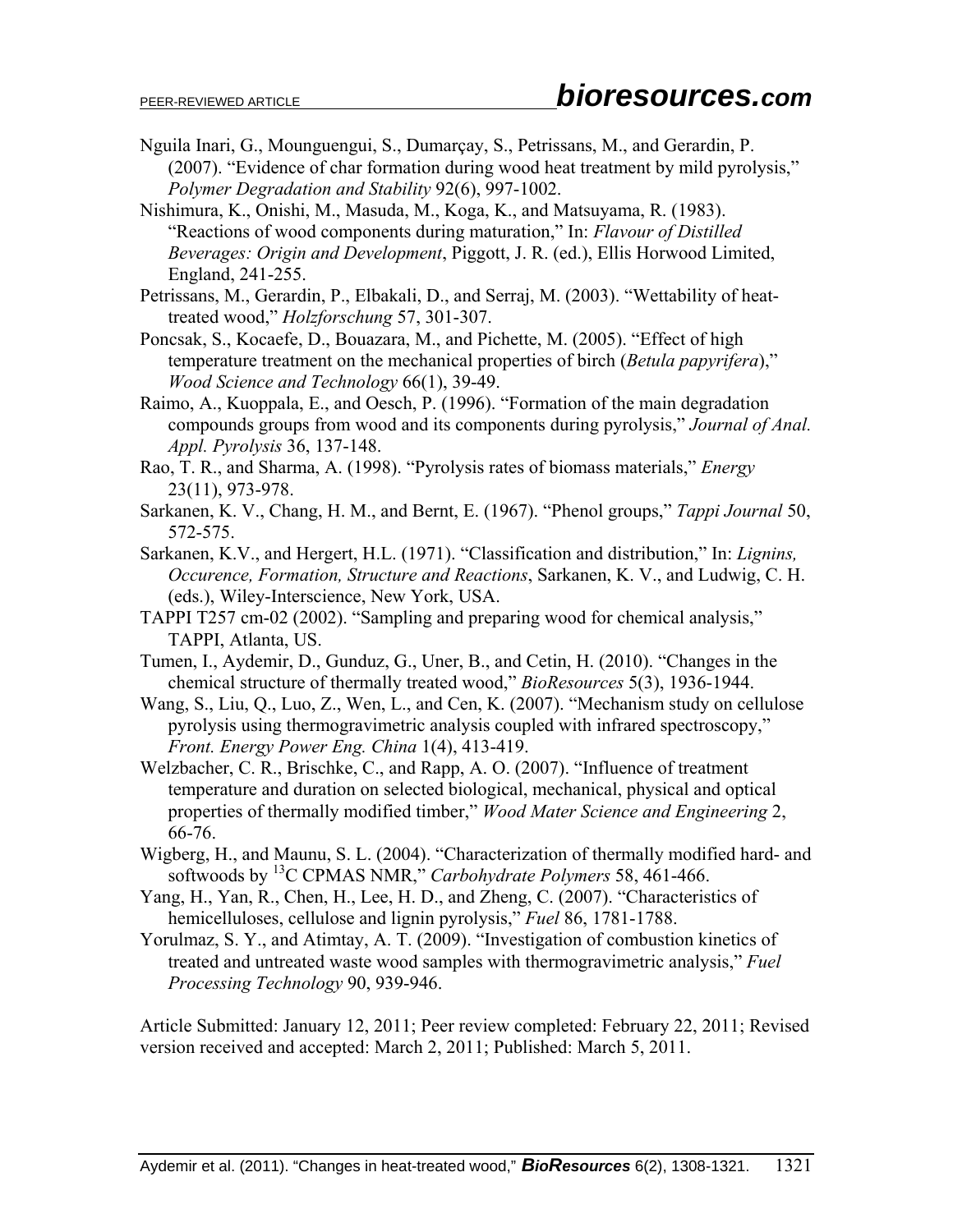Nguila Inari, G., Mounguengui, S., Dumarçay, S., Petrissans, M., and Gerardin, P. (2007). "Evidence of char formation during wood heat treatment by mild pyrolysis," *Polymer Degradation and Stability* 92(6), 997-1002.

Nishimura, K., Onishi, M., Masuda, M., Koga, K., and Matsuyama, R. (1983). "Reactions of wood components during maturation," In: *Flavour of Distilled Beverages: Origin and Development*, Piggott, J. R. (ed.), Ellis Horwood Limited, England, 241-255.

Petrissans, M., Gerardin, P., Elbakali, D., and Serraj, M. (2003). "Wettability of heat-treated wood," *Holzforschung* 57, 301-307.

Poncsak, S., Kocaefe, D., Bouazara, M., and Pichette, M. (2005). "Effect of high temperature treatment on the mechanical properties of birch (*Betula papyrifera*)," *Wood Science and Technology* 66(1), 39-49.

Raimo, A., Kuoppala, E., and Oesch, P. (1996). "Formation of the main degradation compounds groups from wood and its components during pyrolysis," *Journal of Anal. Appl. Pyrolysis* 36, 137-148.

Rao, T. R., and Sharma, A. (1998). "Pyrolysis rates of biomass materials," *Energy* 23(11), 973-978.

Sarkanen, K. V., Chang, H. M., and Bernt, E. (1967). "Phenol groups," *Tappi Journal* 50, 572-575.

Sarkanen, K.V., and Hergert, H.L. (1971). "Classification and distribution," In: *Lignins, Occurence, Formation, Structure and Reactions*, Sarkanen, K. V., and Ludwig, C. H. (eds.), Wiley-Interscience, New York, USA.

TAPPI T257 cm-02 (2002). "Sampling and preparing wood for chemical analysis," TAPPI, Atlanta, US.

Tumen, I., Aydemir, D., Gunduz, G., Uner, B., and Cetin, H. (2010). "Changes in the chemical structure of thermally treated wood," *BioResources* 5(3), 1936-1944.

Wang, S., Liu, Q., Luo, Z., Wen, L., and Cen, K. (2007). "Mechanism study on cellulose pyrolysis using thermogravimetric analysis coupled with infrared spectroscopy," *Front. Energy Power Eng. China* 1(4), 413-419.

Welzbacher, C. R., Brischke, C., and Rapp, A. O. (2007). "Influence of treatment temperature and duration on selected biological, mechanical, physical and optical properties of thermally modified timber," *Wood Mater Science and Engineering* 2, 66-76.

Wigberg, H., and Maunu, S. L. (2004). "Characterization of thermally modified hard- and softwoods by $^{13}C$ CPMAS NMR," *Carbohydrate Polymers* 58, 461-466.

Yang, H., Yan, R., Chen, H., Lee, H. D., and Zheng, C. (2007). "Characteristics of hemicelluloses, cellulose and lignin pyrolysis," *Fuel* 86, 1781-1788.

Yorulmaz, S. Y., and Atimtay, A. T. (2009). "Investigation of combustion kinetics of treated and untreated waste wood samples with thermogravimetric analysis," *Fuel Processing Technology* 90, 939-946.

Article Submitted: January 12, 2011; Peer review completed: February 22, 2011; Revised version received and accepted: March 2, 2011; Published: March 5, 2011.